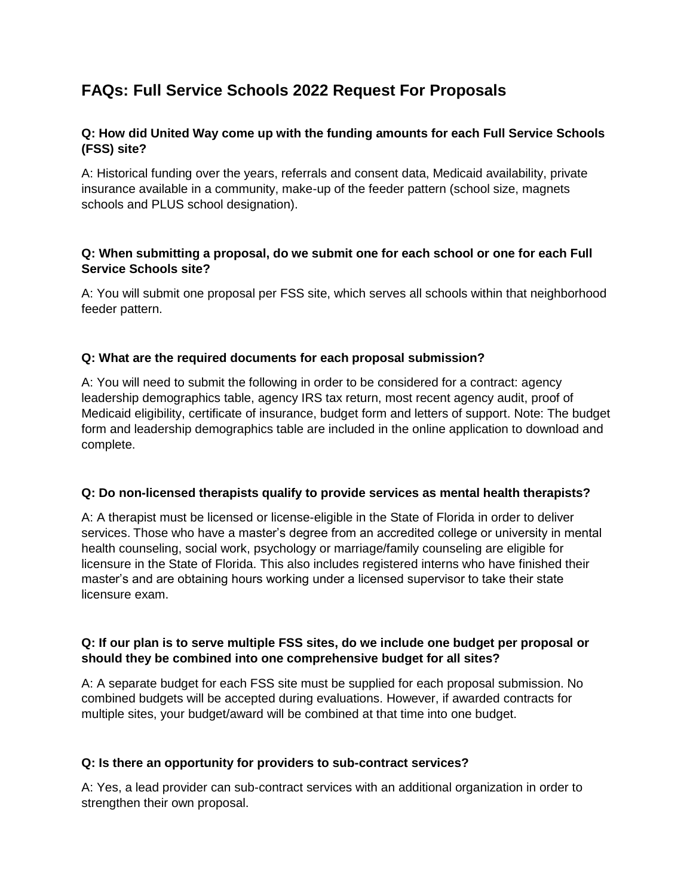# FAQs: Full Service Schools 2022 Request For Proposals

**Q: How did United Way come up with the funding amounts for each Full Service Schools (FSS) site?**

A: Historical funding over the years, referrals and consent data, Medicaid availability, private insurance available in a community, make-up of the feeder pattern (school size, magnets schools and PLUS school designation).

**Q: When submitting a proposal, do we submit one for each school or one for each Full Service Schools site?**

A: You will submit one proposal per FSS site, which serves all schools within that neighborhood feeder pattern.

**Q: What are the required documents for each proposal submission?**

A: You will need to submit the following in order to be considered for a contract: agency leadership demographics table, agency IRS tax return, most recent agency audit, proof of Medicaid eligibility, certificate of insurance, budget form and letters of support. Note: The budget form and leadership demographics table are included in the online application to download and complete.

**Q: Do non-licensed therapists qualify to provide services as mental health therapists?**

A: A therapist must be licensed or license-eligible in the State of Florida in order to deliver services. Those who have a master's degree from an accredited college or university in mental health counseling, social work, psychology or marriage/family counseling are eligible for licensure in the State of Florida. This also includes registered interns who have finished their master's and are obtaining hours working under a licensed supervisor to take their state licensure exam.

**Q: If our plan is to serve multiple FSS sites, do we include one budget per proposal or should they be combined into one comprehensive budget for all sites?**

A: A separate budget for each FSS site must be supplied for each proposal submission. No combined budgets will be accepted during evaluations. However, if awarded contracts for multiple sites, your budget/award will be combined at that time into one budget.

**Q: Is there an opportunity for providers to sub-contract services?**

A: Yes, a lead provider can sub-contract services with an additional organization in order to strengthen their own proposal.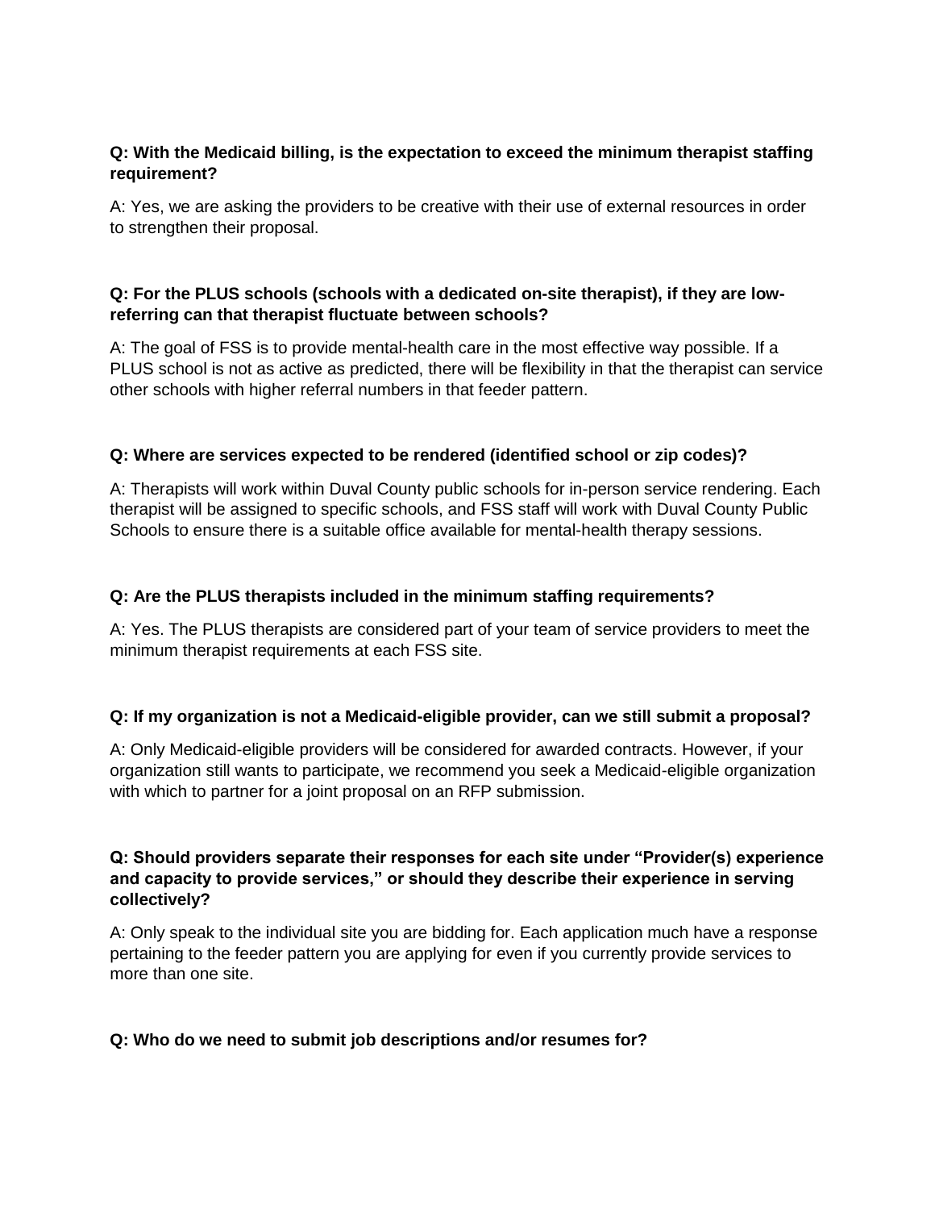**Q: With the Medicaid billing, is the expectation to exceed the minimum therapist staffing requirement?**

A: Yes, we are asking the providers to be creative with their use of external resources in order to strengthen their proposal.

**Q: For the PLUS schools (schools with a dedicated on-site therapist), if they are low-referring can that therapist fluctuate between schools?**

A: The goal of FSS is to provide mental-health care in the most effective way possible. If a PLUS school is not as active as predicted, there will be flexibility in that the therapist can service other schools with higher referral numbers in that feeder pattern.

**Q: Where are services expected to be rendered (identified school or zip codes)?**

A: Therapists will work within Duval County public schools for in-person service rendering. Each therapist will be assigned to specific schools, and FSS staff will work with Duval County Public Schools to ensure there is a suitable office available for mental-health therapy sessions.

**Q: Are the PLUS therapists included in the minimum staffing requirements?**

A: Yes. The PLUS therapists are considered part of your team of service providers to meet the minimum therapist requirements at each FSS site.

**Q: If my organization is not a Medicaid-eligible provider, can we still submit a proposal?**

A: Only Medicaid-eligible providers will be considered for awarded contracts. However, if your organization still wants to participate, we recommend you seek a Medicaid-eligible organization with which to partner for a joint proposal on an RFP submission.

**Q: Should providers separate their responses for each site under "Provider(s) experience and capacity to provide services," or should they describe their experience in serving collectively?**

A: Only speak to the individual site you are bidding for. Each application much have a response pertaining to the feeder pattern you are applying for even if you currently provide services to more than one site.

**Q: Who do we need to submit job descriptions and/or resumes for?**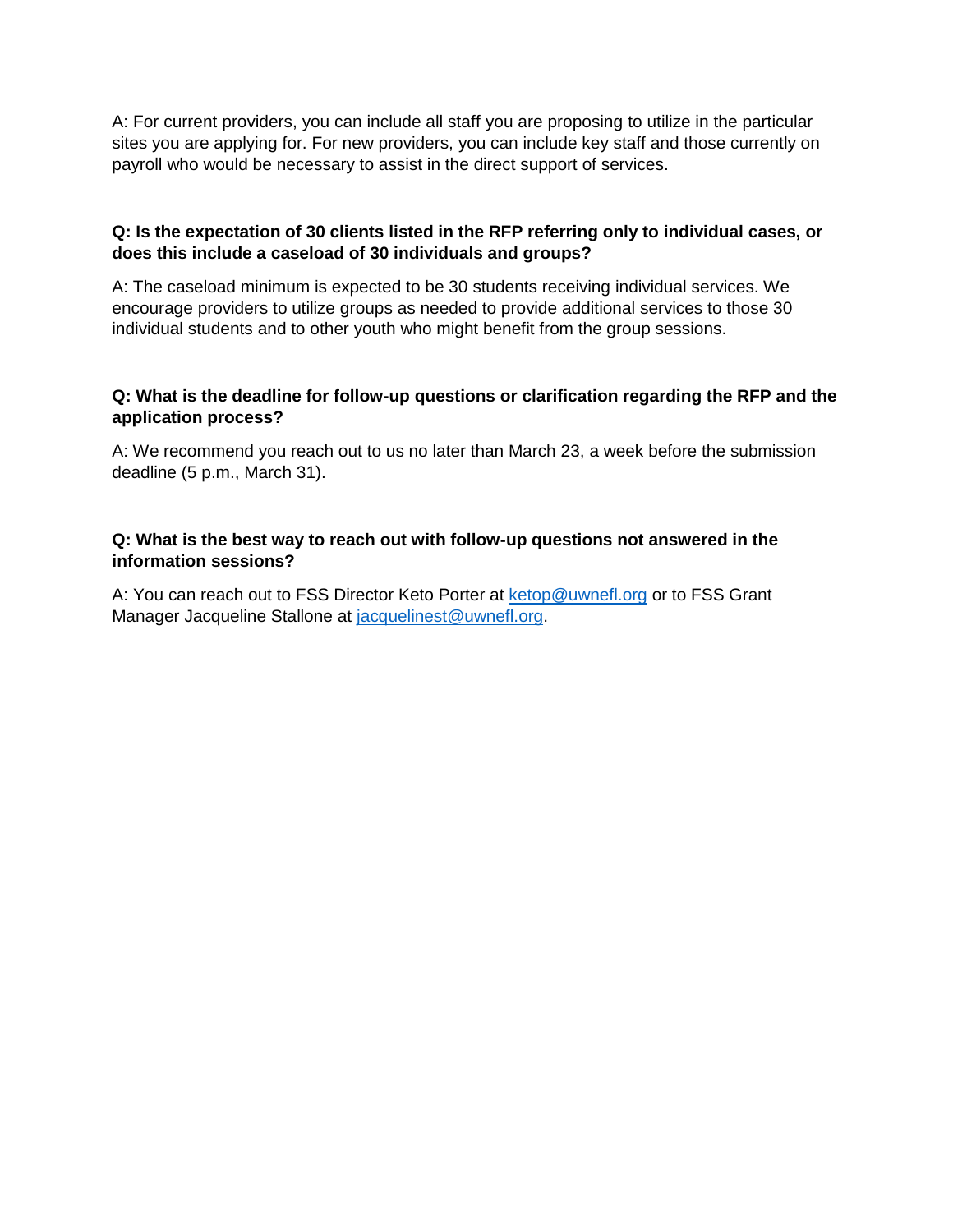A: For current providers, you can include all staff you are proposing to utilize in the particular sites you are applying for. For new providers, you can include key staff and those currently on payroll who would be necessary to assist in the direct support of services.

**Q: Is the expectation of 30 clients listed in the RFP referring only to individual cases, or does this include a caseload of 30 individuals and groups?**

A: The caseload minimum is expected to be 30 students receiving individual services. We encourage providers to utilize groups as needed to provide additional services to those 30 individual students and to other youth who might benefit from the group sessions.

**Q: What is the deadline for follow-up questions or clarification regarding the RFP and the application process?**

A: We recommend you reach out to us no later than March 23, a week before the submission deadline (5 p.m., March 31).

**Q: What is the best way to reach out with follow-up questions not answered in the information sessions?**

A: You can reach out to FSS Director Keto Porter at ketop@uwnefl.org or to FSS Grant Manager Jacqueline Stallone at jacquelinest@uwnefl.org.